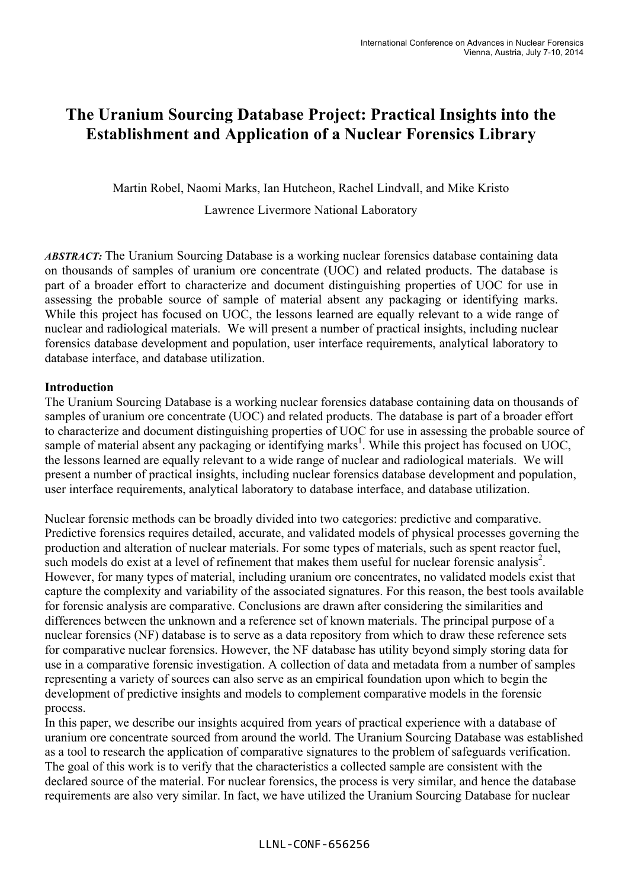# The Uranium Sourcing Database Project: Practical Insights into the Establishment and Application of a Nuclear Forensics Library

Martin Robel, Naomi Marks, Ian Hutcheon, Rachel Lindvall, and Mike Kristo

Lawrence Livermore National Laboratory

***ABSTRACT:*** The Uranium Sourcing Database is a working nuclear forensics database containing data on thousands of samples of uranium ore concentrate (UOC) and related products. The database is part of a broader effort to characterize and document distinguishing properties of UOC for use in assessing the probable source of sample of material absent any packaging or identifying marks. While this project has focused on UOC, the lessons learned are equally relevant to a wide range of nuclear and radiological materials. We will present a number of practical insights, including nuclear forensics database development and population, user interface requirements, analytical laboratory to database interface, and database utilization.

**Introduction**

The Uranium Sourcing Database is a working nuclear forensics database containing data on thousands of samples of uranium ore concentrate (UOC) and related products. The database is part of a broader effort to characterize and document distinguishing properties of UOC for use in assessing the probable source of sample of material absent any packaging or identifying marks[1]. While this project has focused on UOC, the lessons learned are equally relevant to a wide range of nuclear and radiological materials. We will present a number of practical insights, including nuclear forensics database development and population, user interface requirements, analytical laboratory to database interface, and database utilization.

Nuclear forensic methods can be broadly divided into two categories: predictive and comparative. Predictive forensics requires detailed, accurate, and validated models of physical processes governing the production and alteration of nuclear materials. For some types of materials, such as spent reactor fuel, such models do exist at a level of refinement that makes them useful for nuclear forensic analysis[2]. However, for many types of material, including uranium ore concentrates, no validated models exist that capture the complexity and variability of the associated signatures. For this reason, the best tools available for forensic analysis are comparative. Conclusions are drawn after considering the similarities and differences between the unknown and a reference set of known materials. The principal purpose of a nuclear forensics (NF) database is to serve as a data repository from which to draw these reference sets for comparative nuclear forensics. However, the NF database has utility beyond simply storing data for use in a comparative forensic investigation. A collection of data and metadata from a number of samples representing a variety of sources can also serve as an empirical foundation upon which to begin the development of predictive insights and models to complement comparative models in the forensic process.

In this paper, we describe our insights acquired from years of practical experience with a database of uranium ore concentrate sourced from around the world. The Uranium Sourcing Database was established as a tool to research the application of comparative signatures to the problem of safeguards verification. The goal of this work is to verify that the characteristics a collected sample are consistent with the declared source of the material. For nuclear forensics, the process is very similar, and hence the database requirements are also very similar. In fact, we have utilized the Uranium Sourcing Database for nuclear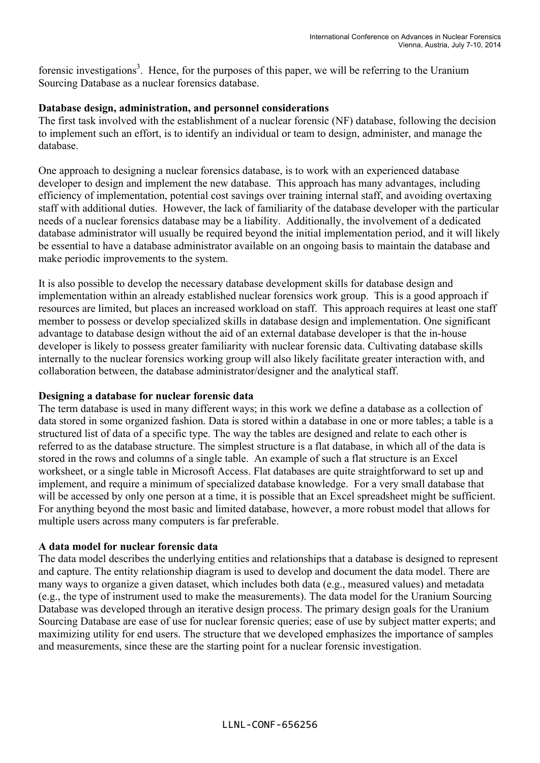forensic investigations[3]. Hence, for the purposes of this paper, we will be referring to the Uranium Sourcing Database as a nuclear forensics database.

**Database design, administration, and personnel considerations**

The first task involved with the establishment of a nuclear forensic (NF) database, following the decision to implement such an effort, is to identify an individual or team to design, administer, and manage the database.

One approach to designing a nuclear forensics database, is to work with an experienced database developer to design and implement the new database. This approach has many advantages, including efficiency of implementation, potential cost savings over training internal staff, and avoiding overtaxing staff with additional duties. However, the lack of familiarity of the database developer with the particular needs of a nuclear forensics database may be a liability. Additionally, the involvement of a dedicated database administrator will usually be required beyond the initial implementation period, and it will likely be essential to have a database administrator available on an ongoing basis to maintain the database and make periodic improvements to the system.

It is also possible to develop the necessary database development skills for database design and implementation within an already established nuclear forensics work group. This is a good approach if resources are limited, but places an increased workload on staff. This approach requires at least one staff member to possess or develop specialized skills in database design and implementation. One significant advantage to database design without the aid of an external database developer is that the in-house developer is likely to possess greater familiarity with nuclear forensic data. Cultivating database skills internally to the nuclear forensics working group will also likely facilitate greater interaction with, and collaboration between, the database administrator/designer and the analytical staff.

**Designing a database for nuclear forensic data**

The term database is used in many different ways; in this work we define a database as a collection of data stored in some organized fashion. Data is stored within a database in one or more tables; a table is a structured list of data of a specific type. The way the tables are designed and relate to each other is referred to as the database structure. The simplest structure is a flat database, in which all of the data is stored in the rows and columns of a single table. An example of such a flat structure is an Excel worksheet, or a single table in Microsoft Access. Flat databases are quite straightforward to set up and implement, and require a minimum of specialized database knowledge. For a very small database that will be accessed by only one person at a time, it is possible that an Excel spreadsheet might be sufficient. For anything beyond the most basic and limited database, however, a more robust model that allows for multiple users across many computers is far preferable.

**A data model for nuclear forensic data**

The data model describes the underlying entities and relationships that a database is designed to represent and capture. The entity relationship diagram is used to develop and document the data model. There are many ways to organize a given dataset, which includes both data (e.g., measured values) and metadata (e.g., the type of instrument used to make the measurements). The data model for the Uranium Sourcing Database was developed through an iterative design process. The primary design goals for the Uranium Sourcing Database are ease of use for nuclear forensic queries; ease of use by subject matter experts; and maximizing utility for end users. The structure that we developed emphasizes the importance of samples and measurements, since these are the starting point for a nuclear forensic investigation.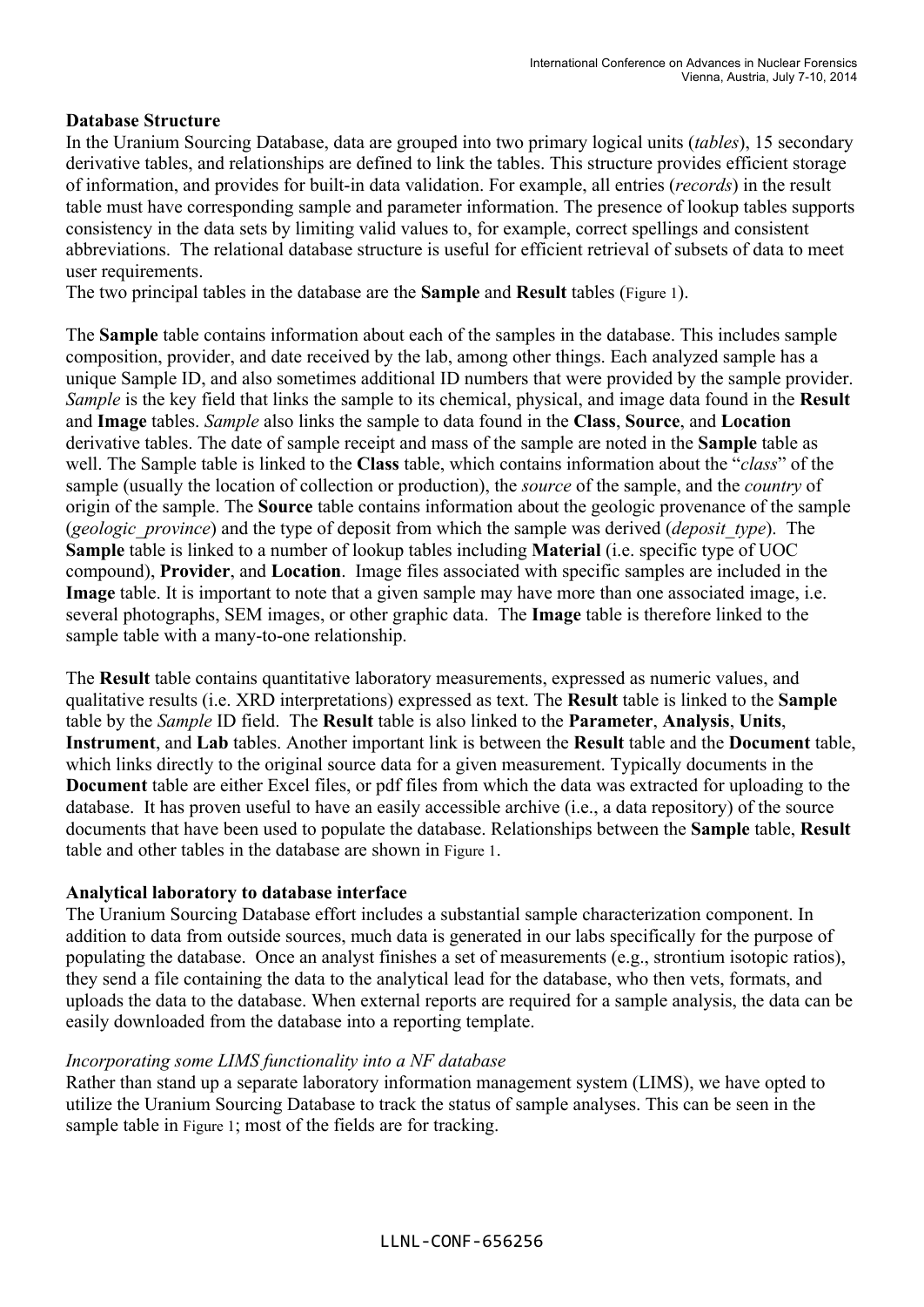**Database Structure**

In the Uranium Sourcing Database, data are grouped into two primary logical units (*tables*), 15 secondary derivative tables, and relationships are defined to link the tables. This structure provides efficient storage of information, and provides for built-in data validation. For example, all entries (*records*) in the result table must have corresponding sample and parameter information. The presence of lookup tables supports consistency in the data sets by limiting valid values to, for example, correct spellings and consistent abbreviations. The relational database structure is useful for efficient retrieval of subsets of data to meet user requirements.

The two principal tables in the database are the **Sample** and **Result** tables (Figure 1).

The **Sample** table contains information about each of the samples in the database. This includes sample composition, provider, and date received by the lab, among other things. Each analyzed sample has a unique Sample ID, and also sometimes additional ID numbers that were provided by the sample provider. *Sample* is the key field that links the sample to its chemical, physical, and image data found in the **Result** and **Image** tables. *Sample* also links the sample to data found in the **Class**, **Source**, and **Location** derivative tables. The date of sample receipt and mass of the sample are noted in the **Sample** table as well. The Sample table is linked to the **Class** table, which contains information about the "*class*" of the sample (usually the location of collection or production), the *source* of the sample, and the *country* of origin of the sample. The **Source** table contains information about the geologic provenance of the sample (*geologic_province*) and the type of deposit from which the sample was derived (*deposit_type*). The **Sample** table is linked to a number of lookup tables including **Material** (i.e. specific type of UOC compound), **Provider**, and **Location**. Image files associated with specific samples are included in the **Image** table. It is important to note that a given sample may have more than one associated image, i.e. several photographs, SEM images, or other graphic data. The **Image** table is therefore linked to the sample table with a many-to-one relationship.

The **Result** table contains quantitative laboratory measurements, expressed as numeric values, and qualitative results (i.e. XRD interpretations) expressed as text. The **Result** table is linked to the **Sample** table by the *Sample* ID field. The **Result** table is also linked to the **Parameter**, **Analysis**, **Units**, **Instrument**, and **Lab** tables. Another important link is between the **Result** table and the **Document** table, which links directly to the original source data for a given measurement. Typically documents in the **Document** table are either Excel files, or pdf files from which the data was extracted for uploading to the database. It has proven useful to have an easily accessible archive (i.e., a data repository) of the source documents that have been used to populate the database. Relationships between the **Sample** table, **Result** table and other tables in the database are shown in Figure 1.

**Analytical laboratory to database interface**

The Uranium Sourcing Database effort includes a substantial sample characterization component. In addition to data from outside sources, much data is generated in our labs specifically for the purpose of populating the database. Once an analyst finishes a set of measurements (e.g., strontium isotopic ratios), they send a file containing the data to the analytical lead for the database, who then vets, formats, and uploads the data to the database. When external reports are required for a sample analysis, the data can be easily downloaded from the database into a reporting template.

*Incorporating some LIMS functionality into a NF database*

Rather than stand up a separate laboratory information management system (LIMS), we have opted to utilize the Uranium Sourcing Database to track the status of sample analyses. This can be seen in the sample table in Figure 1; most of the fields are for tracking.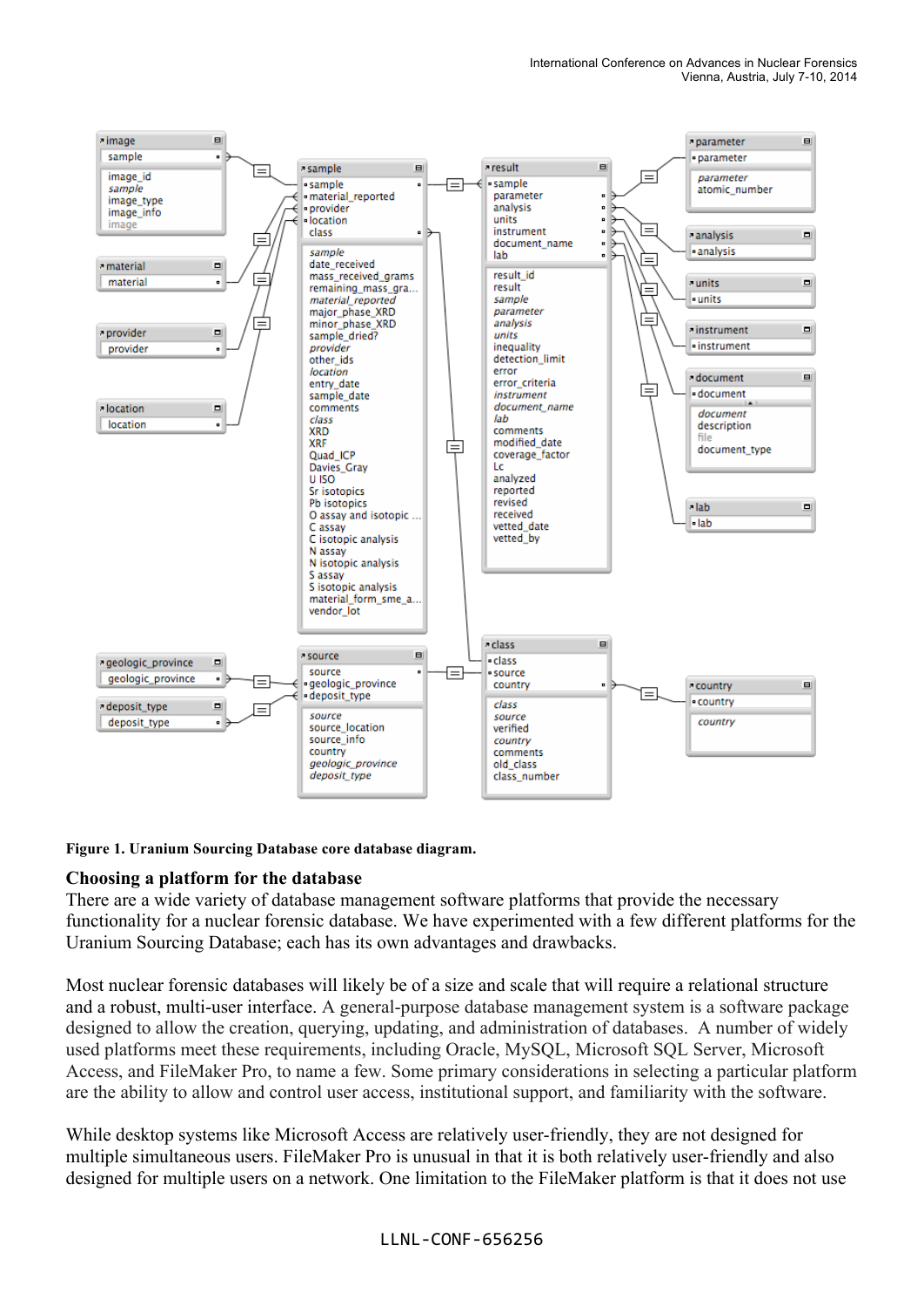**Figure 1. Uranium Sourcing Database core database diagram.**

## Choosing a platform for the database

There are a wide variety of database management software platforms that provide the necessary functionality for a nuclear forensic database. We have experimented with a few different platforms for the Uranium Sourcing Database; each has its own advantages and drawbacks.

Most nuclear forensic databases will likely be of a size and scale that will require a relational structure and a robust, multi-user interface. A general-purpose database management system is a software package designed to allow the creation, querying, updating, and administration of databases. A number of widely used platforms meet these requirements, including Oracle, MySQL, Microsoft SQL Server, Microsoft Access, and FileMaker Pro, to name a few. Some primary considerations in selecting a particular platform are the ability to allow and control user access, institutional support, and familiarity with the software.

While desktop systems like Microsoft Access are relatively user-friendly, they are not designed for multiple simultaneous users. FileMaker Pro is unusual in that it is both relatively user-friendly and also designed for multiple users on a network. One limitation to the FileMaker platform is that it does not use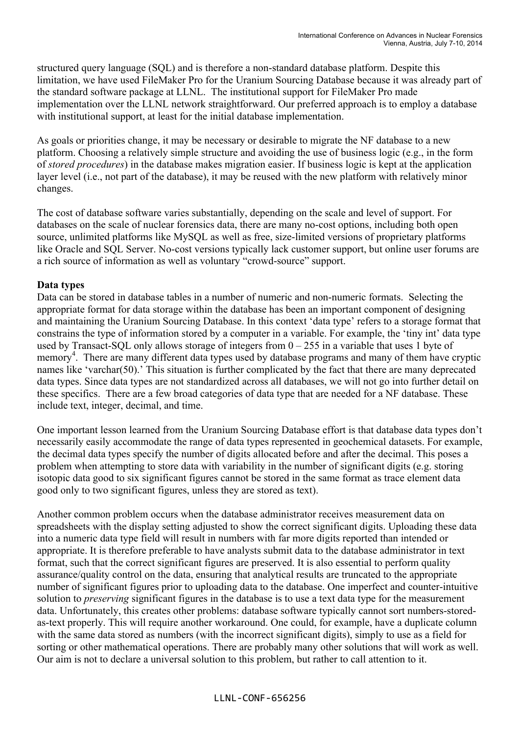structured query language (SQL) and is therefore a non-standard database platform. Despite this limitation, we have used FileMaker Pro for the Uranium Sourcing Database because it was already part of the standard software package at LLNL. The institutional support for FileMaker Pro made implementation over the LLNL network straightforward. Our preferred approach is to employ a database with institutional support, at least for the initial database implementation.

As goals or priorities change, it may be necessary or desirable to migrate the NF database to a new platform. Choosing a relatively simple structure and avoiding the use of business logic (e.g., in the form of *stored procedures*) in the database makes migration easier. If business logic is kept at the application layer level (i.e., not part of the database), it may be reused with the new platform with relatively minor changes.

The cost of database software varies substantially, depending on the scale and level of support. For databases on the scale of nuclear forensics data, there are many no-cost options, including both open source, unlimited platforms like MySQL as well as free, size-limited versions of proprietary platforms like Oracle and SQL Server. No-cost versions typically lack customer support, but online user forums are a rich source of information as well as voluntary "crowd-source" support.

**Data types**

Data can be stored in database tables in a number of numeric and non-numeric formats. Selecting the appropriate format for data storage within the database has been an important component of designing and maintaining the Uranium Sourcing Database. In this context 'data type' refers to a storage format that constrains the type of information stored by a computer in a variable. For example, the 'tiny int' data type used by Transact-SQL only allows storage of integers from 0 – 255 in a variable that uses 1 byte of memory[4]. There are many different data types used by database programs and many of them have cryptic names like 'varchar(50).' This situation is further complicated by the fact that there are many deprecated data types. Since data types are not standardized across all databases, we will not go into further detail on these specifics. There are a few broad categories of data type that are needed for a NF database. These include text, integer, decimal, and time.

One important lesson learned from the Uranium Sourcing Database effort is that database data types don't necessarily easily accommodate the range of data types represented in geochemical datasets. For example, the decimal data types specify the number of digits allocated before and after the decimal. This poses a problem when attempting to store data with variability in the number of significant digits (e.g. storing isotopic data good to six significant figures cannot be stored in the same format as trace element data good only to two significant figures, unless they are stored as text).

Another common problem occurs when the database administrator receives measurement data on spreadsheets with the display setting adjusted to show the correct significant digits. Uploading these data into a numeric data type field will result in numbers with far more digits reported than intended or appropriate. It is therefore preferable to have analysts submit data to the database administrator in text format, such that the correct significant figures are preserved. It is also essential to perform quality assurance/quality control on the data, ensuring that analytical results are truncated to the appropriate number of significant figures prior to uploading data to the database. One imperfect and counter-intuitive solution to *preserving* significant figures in the database is to use a text data type for the measurement data. Unfortunately, this creates other problems: database software typically cannot sort numbers-stored-as-text properly. This will require another workaround. One could, for example, have a duplicate column with the same data stored as numbers (with the incorrect significant digits), simply to use as a field for sorting or other mathematical operations. There are probably many other solutions that will work as well. Our aim is not to declare a universal solution to this problem, but rather to call attention to it.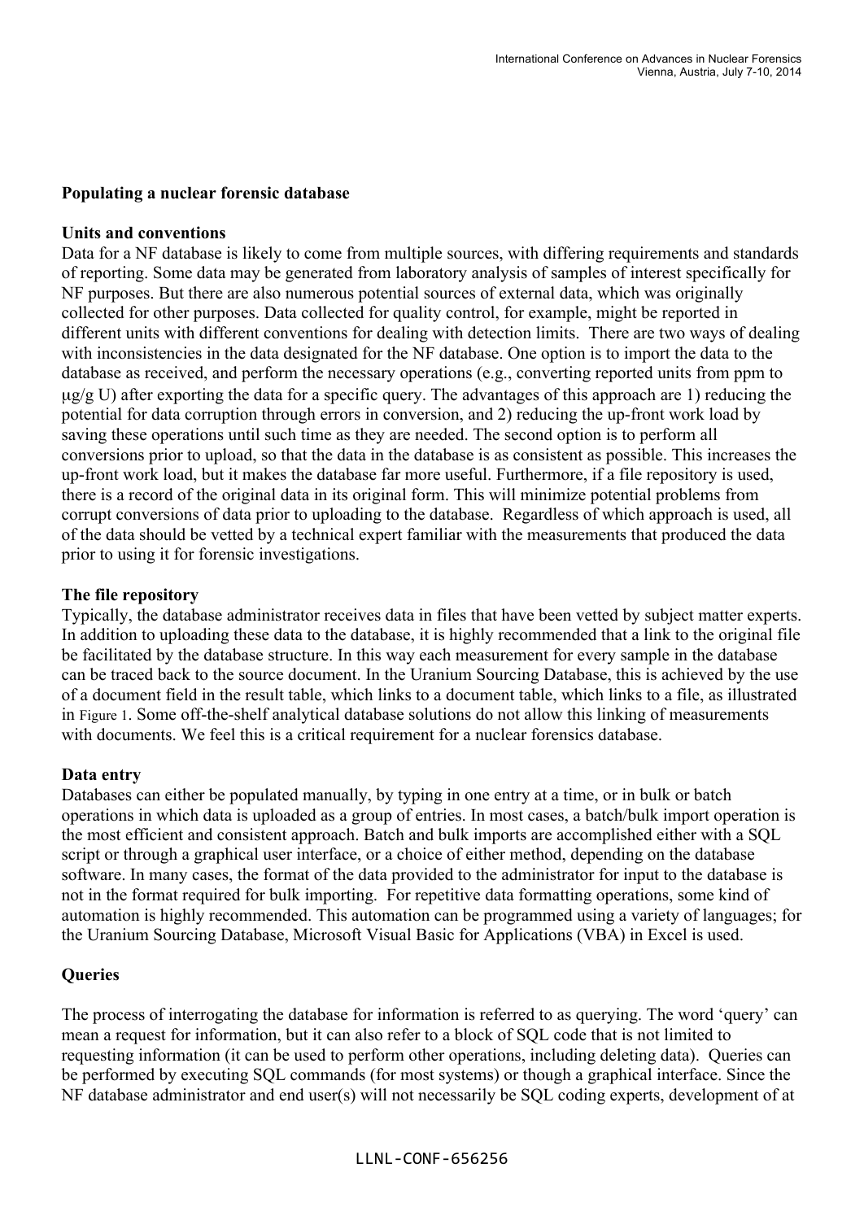**Populating a nuclear forensic database**

**Units and conventions**

Data for a NF database is likely to come from multiple sources, with differing requirements and standards of reporting. Some data may be generated from laboratory analysis of samples of interest specifically for NF purposes. But there are also numerous potential sources of external data, which was originally collected for other purposes. Data collected for quality control, for example, might be reported in different units with different conventions for dealing with detection limits. There are two ways of dealing with inconsistencies in the data designated for the NF database. One option is to import the data to the database as received, and perform the necessary operations (e.g., converting reported units from ppm to μg/g U) after exporting the data for a specific query. The advantages of this approach are 1) reducing the potential for data corruption through errors in conversion, and 2) reducing the up-front work load by saving these operations until such time as they are needed. The second option is to perform all conversions prior to upload, so that the data in the database is as consistent as possible. This increases the up-front work load, but it makes the database far more useful. Furthermore, if a file repository is used, there is a record of the original data in its original form. This will minimize potential problems from corrupt conversions of data prior to uploading to the database. Regardless of which approach is used, all of the data should be vetted by a technical expert familiar with the measurements that produced the data prior to using it for forensic investigations.

**The file repository**

Typically, the database administrator receives data in files that have been vetted by subject matter experts. In addition to uploading these data to the database, it is highly recommended that a link to the original file be facilitated by the database structure. In this way each measurement for every sample in the database can be traced back to the source document. In the Uranium Sourcing Database, this is achieved by the use of a document field in the result table, which links to a document table, which links to a file, as illustrated in Figure 1. Some off-the-shelf analytical database solutions do not allow this linking of measurements with documents. We feel this is a critical requirement for a nuclear forensics database.

**Data entry**

Databases can either be populated manually, by typing in one entry at a time, or in bulk or batch operations in which data is uploaded as a group of entries. In most cases, a batch/bulk import operation is the most efficient and consistent approach. Batch and bulk imports are accomplished either with a SQL script or through a graphical user interface, or a choice of either method, depending on the database software. In many cases, the format of the data provided to the administrator for input to the database is not in the format required for bulk importing. For repetitive data formatting operations, some kind of automation is highly recommended. This automation can be programmed using a variety of languages; for the Uranium Sourcing Database, Microsoft Visual Basic for Applications (VBA) in Excel is used.

**Queries**

The process of interrogating the database for information is referred to as querying. The word 'query' can mean a request for information, but it can also refer to a block of SQL code that is not limited to requesting information (it can be used to perform other operations, including deleting data). Queries can be performed by executing SQL commands (for most systems) or though a graphical interface. Since the NF database administrator and end user(s) will not necessarily be SQL coding experts, development of at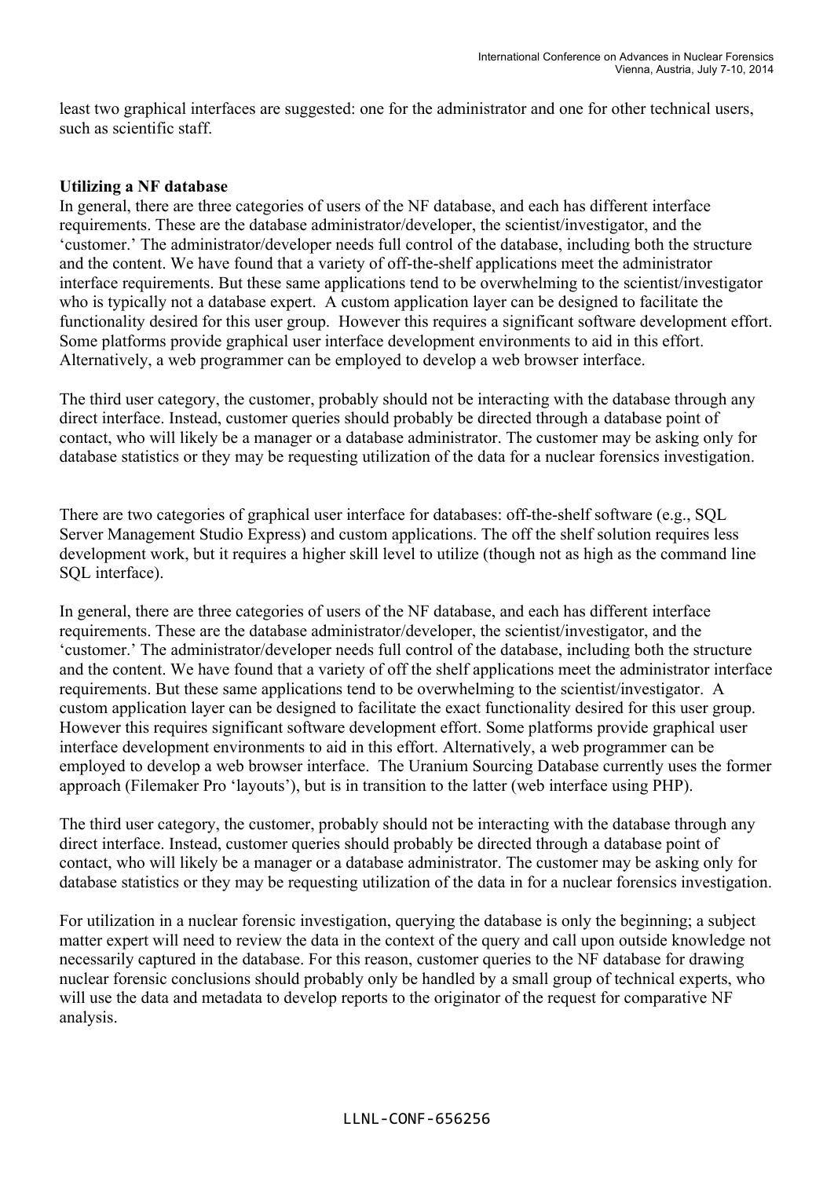least two graphical interfaces are suggested: one for the administrator and one for other technical users, such as scientific staff.

**Utilizing a NF database**

In general, there are three categories of users of the NF database, and each has different interface requirements. These are the database administrator/developer, the scientist/investigator, and the 'customer.' The administrator/developer needs full control of the database, including both the structure and the content. We have found that a variety of off-the-shelf applications meet the administrator interface requirements. But these same applications tend to be overwhelming to the scientist/investigator who is typically not a database expert. A custom application layer can be designed to facilitate the functionality desired for this user group. However this requires a significant software development effort. Some platforms provide graphical user interface development environments to aid in this effort. Alternatively, a web programmer can be employed to develop a web browser interface.

The third user category, the customer, probably should not be interacting with the database through any direct interface. Instead, customer queries should probably be directed through a database point of contact, who will likely be a manager or a database administrator. The customer may be asking only for database statistics or they may be requesting utilization of the data for a nuclear forensics investigation.

There are two categories of graphical user interface for databases: off-the-shelf software (e.g., SQL Server Management Studio Express) and custom applications. The off the shelf solution requires less development work, but it requires a higher skill level to utilize (though not as high as the command line SQL interface).

In general, there are three categories of users of the NF database, and each has different interface requirements. These are the database administrator/developer, the scientist/investigator, and the 'customer.' The administrator/developer needs full control of the database, including both the structure and the content. We have found that a variety of off the shelf applications meet the administrator interface requirements. But these same applications tend to be overwhelming to the scientist/investigator. A custom application layer can be designed to facilitate the exact functionality desired for this user group. However this requires significant software development effort. Some platforms provide graphical user interface development environments to aid in this effort. Alternatively, a web programmer can be employed to develop a web browser interface. The Uranium Sourcing Database currently uses the former approach (Filemaker Pro 'layouts'), but is in transition to the latter (web interface using PHP).

The third user category, the customer, probably should not be interacting with the database through any direct interface. Instead, customer queries should probably be directed through a database point of contact, who will likely be a manager or a database administrator. The customer may be asking only for database statistics or they may be requesting utilization of the data in for a nuclear forensics investigation.

For utilization in a nuclear forensic investigation, querying the database is only the beginning; a subject matter expert will need to review the data in the context of the query and call upon outside knowledge not necessarily captured in the database. For this reason, customer queries to the NF database for drawing nuclear forensic conclusions should probably only be handled by a small group of technical experts, who will use the data and metadata to develop reports to the originator of the request for comparative NF analysis.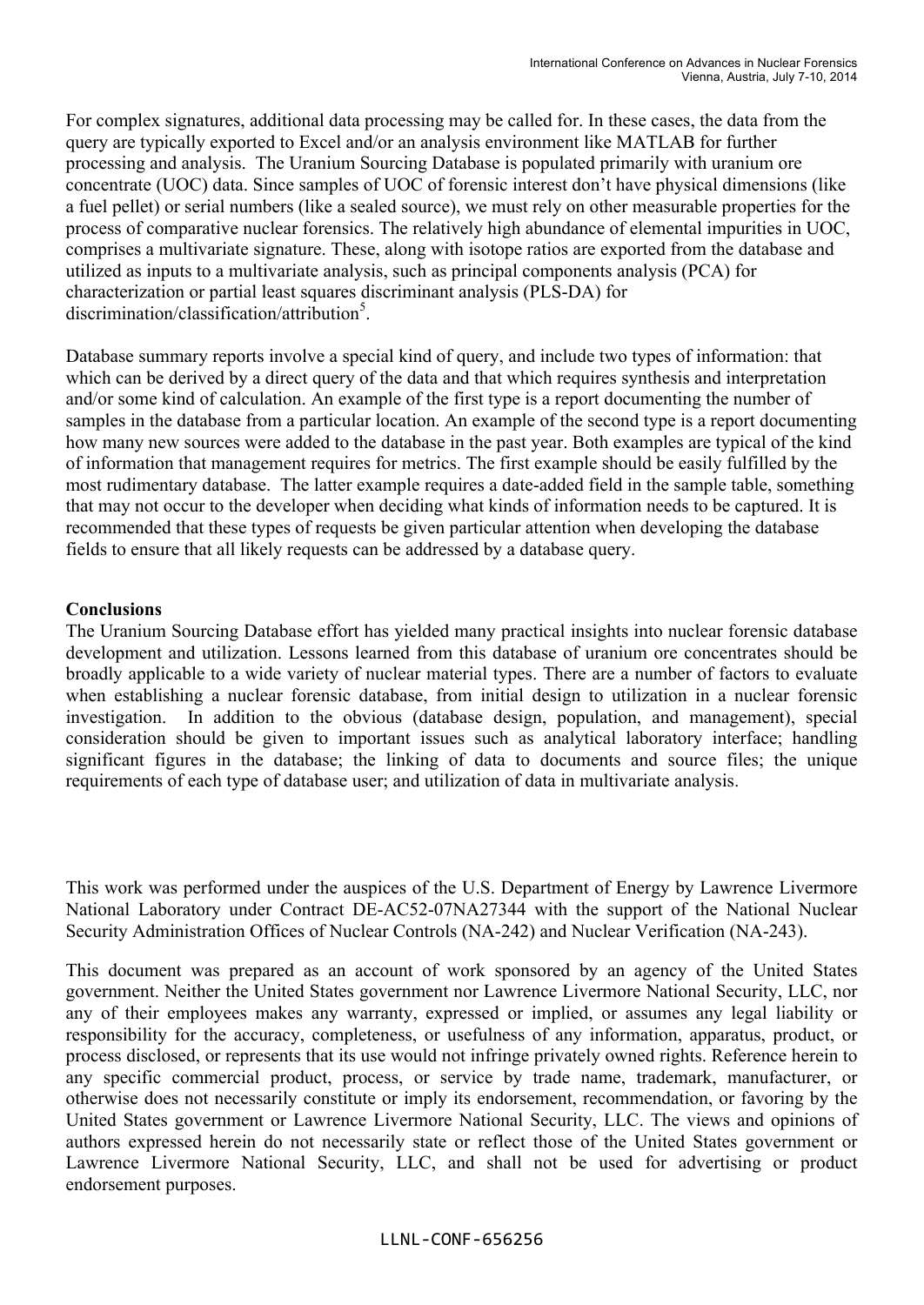For complex signatures, additional data processing may be called for. In these cases, the data from the query are typically exported to Excel and/or an analysis environment like MATLAB for further processing and analysis. The Uranium Sourcing Database is populated primarily with uranium ore concentrate (UOC) data. Since samples of UOC of forensic interest don't have physical dimensions (like a fuel pellet) or serial numbers (like a sealed source), we must rely on other measurable properties for the process of comparative nuclear forensics. The relatively high abundance of elemental impurities in UOC, comprises a multivariate signature. These, along with isotope ratios are exported from the database and utilized as inputs to a multivariate analysis, such as principal components analysis (PCA) for characterization or partial least squares discriminant analysis (PLS-DA) for discrimination/classification/attribution[5].

Database summary reports involve a special kind of query, and include two types of information: that which can be derived by a direct query of the data and that which requires synthesis and interpretation and/or some kind of calculation. An example of the first type is a report documenting the number of samples in the database from a particular location. An example of the second type is a report documenting how many new sources were added to the database in the past year. Both examples are typical of the kind of information that management requires for metrics. The first example should be easily fulfilled by the most rudimentary database. The latter example requires a date-added field in the sample table, something that may not occur to the developer when deciding what kinds of information needs to be captured. It is recommended that these types of requests be given particular attention when developing the database fields to ensure that all likely requests can be addressed by a database query.

**Conclusions**

The Uranium Sourcing Database effort has yielded many practical insights into nuclear forensic database development and utilization. Lessons learned from this database of uranium ore concentrates should be broadly applicable to a wide variety of nuclear material types. There are a number of factors to evaluate when establishing a nuclear forensic database, from initial design to utilization in a nuclear forensic investigation. In addition to the obvious (database design, population, and management), special consideration should be given to important issues such as analytical laboratory interface; handling significant figures in the database; the linking of data to documents and source files; the unique requirements of each type of database user; and utilization of data in multivariate analysis.

This work was performed under the auspices of the U.S. Department of Energy by Lawrence Livermore National Laboratory under Contract DE-AC52-07NA27344 with the support of the National Nuclear Security Administration Offices of Nuclear Controls (NA-242) and Nuclear Verification (NA-243).

This document was prepared as an account of work sponsored by an agency of the United States government. Neither the United States government nor Lawrence Livermore National Security, LLC, nor any of their employees makes any warranty, expressed or implied, or assumes any legal liability or responsibility for the accuracy, completeness, or usefulness of any information, apparatus, product, or process disclosed, or represents that its use would not infringe privately owned rights. Reference herein to any specific commercial product, process, or service by trade name, trademark, manufacturer, or otherwise does not necessarily constitute or imply its endorsement, recommendation, or favoring by the United States government or Lawrence Livermore National Security, LLC. The views and opinions of authors expressed herein do not necessarily state or reflect those of the United States government or Lawrence Livermore National Security, LLC, and shall not be used for advertising or product endorsement purposes.

LLNL-CONF-656256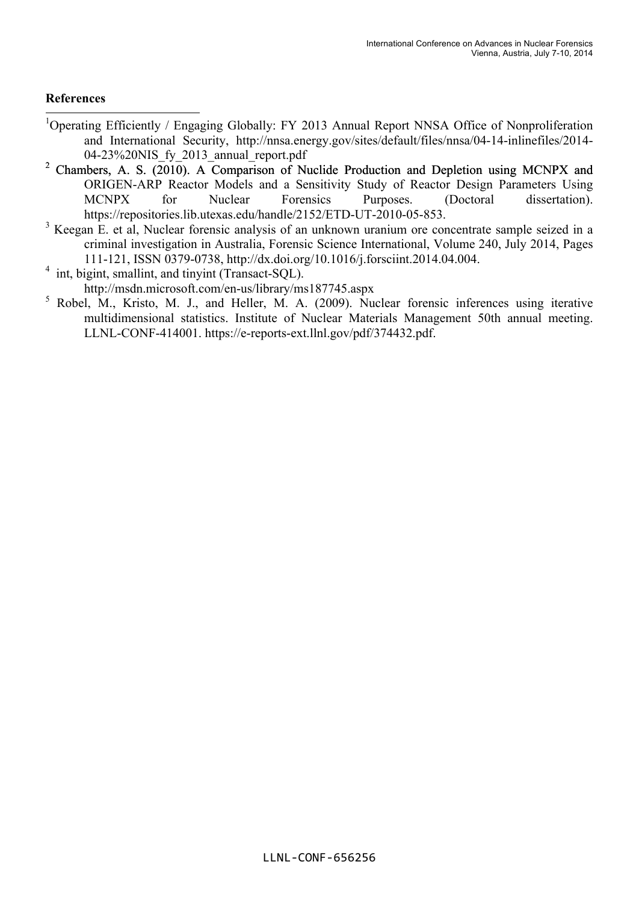**References**

[1] Operating Efficiently / Engaging Globally: FY 2013 Annual Report NNSA Office of Nonproliferation and International Security, http://nnsa.energy.gov/sites/default/files/nnsa/04-14-inlinefiles/2014-04-23%20NIS_fy_2013_annual_report.pdf

[2] Chambers, A. S. (2010). A Comparison of Nuclide Production and Depletion using MCNPX and ORIGEN-ARP Reactor Models and a Sensitivity Study of Reactor Design Parameters Using MCNPX for Nuclear Forensics Purposes. (Doctoral dissertation). https://repositories.lib.utexas.edu/handle/2152/ETD-UT-2010-05-853.

[3] Keegan E. et al, Nuclear forensic analysis of an unknown uranium ore concentrate sample seized in a criminal investigation in Australia, Forensic Science International, Volume 240, July 2014, Pages 111-121, ISSN 0379-0738, http://dx.doi.org/10.1016/j.forsciint.2014.04.004.

[4] int, bigint, smallint, and tinyint (Transact-SQL). http://msdn.microsoft.com/en-us/library/ms187745.aspx

[5] Robel, M., Kristo, M. J., and Heller, M. A. (2009). Nuclear forensic inferences using iterative multidimensional statistics. Institute of Nuclear Materials Management 50th annual meeting. LLNL-CONF-414001. https://e-reports-ext.llnl.gov/pdf/374432.pdf.